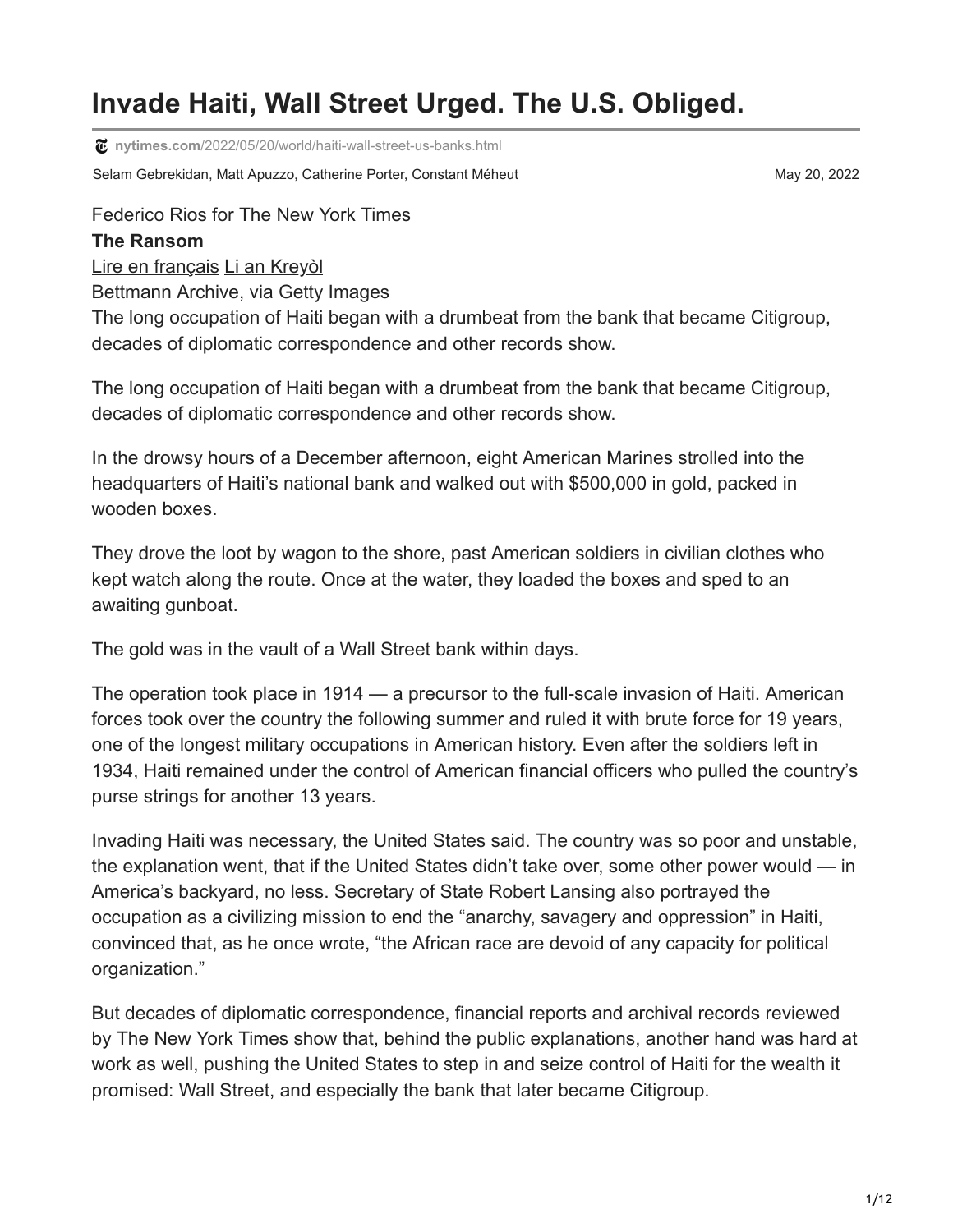# Invade Haiti, Wall Street Urged. The U.S. Obliged.

nytimes.com/2022/05/20/world/haiti-wall-street-us-banks.html

Selam Gebrekidan, Matt Apuzzo, Catherine Porter, Constant Méheut

May 20, 2022

Federico Rios for The New York Times

**The Ransom**

[Lire en français](#) [Li an Kreyòl](#)

Bettmann Archive, via Getty Images

The long occupation of Haiti began with a drumbeat from the bank that became Citigroup, decades of diplomatic correspondence and other records show.

The long occupation of Haiti began with a drumbeat from the bank that became Citigroup, decades of diplomatic correspondence and other records show.

In the drowsy hours of a December afternoon, eight American Marines strolled into the headquarters of Haiti's national bank and walked out with $500,000 in gold, packed in wooden boxes.

They drove the loot by wagon to the shore, past American soldiers in civilian clothes who kept watch along the route. Once at the water, they loaded the boxes and sped to an awaiting gunboat.

The gold was in the vault of a Wall Street bank within days.

The operation took place in 1914 — a precursor to the full-scale invasion of Haiti. American forces took over the country the following summer and ruled it with brute force for 19 years, one of the longest military occupations in American history. Even after the soldiers left in 1934, Haiti remained under the control of American financial officers who pulled the country's purse strings for another 13 years.

Invading Haiti was necessary, the United States said. The country was so poor and unstable, the explanation went, that if the United States didn't take over, some other power would — in America's backyard, no less. Secretary of State Robert Lansing also portrayed the occupation as a civilizing mission to end the "anarchy, savagery and oppression" in Haiti, convinced that, as he once wrote, "the African race are devoid of any capacity for political organization."

But decades of diplomatic correspondence, financial reports and archival records reviewed by The New York Times show that, behind the public explanations, another hand was hard at work as well, pushing the United States to step in and seize control of Haiti for the wealth it promised: Wall Street, and especially the bank that later became Citigroup.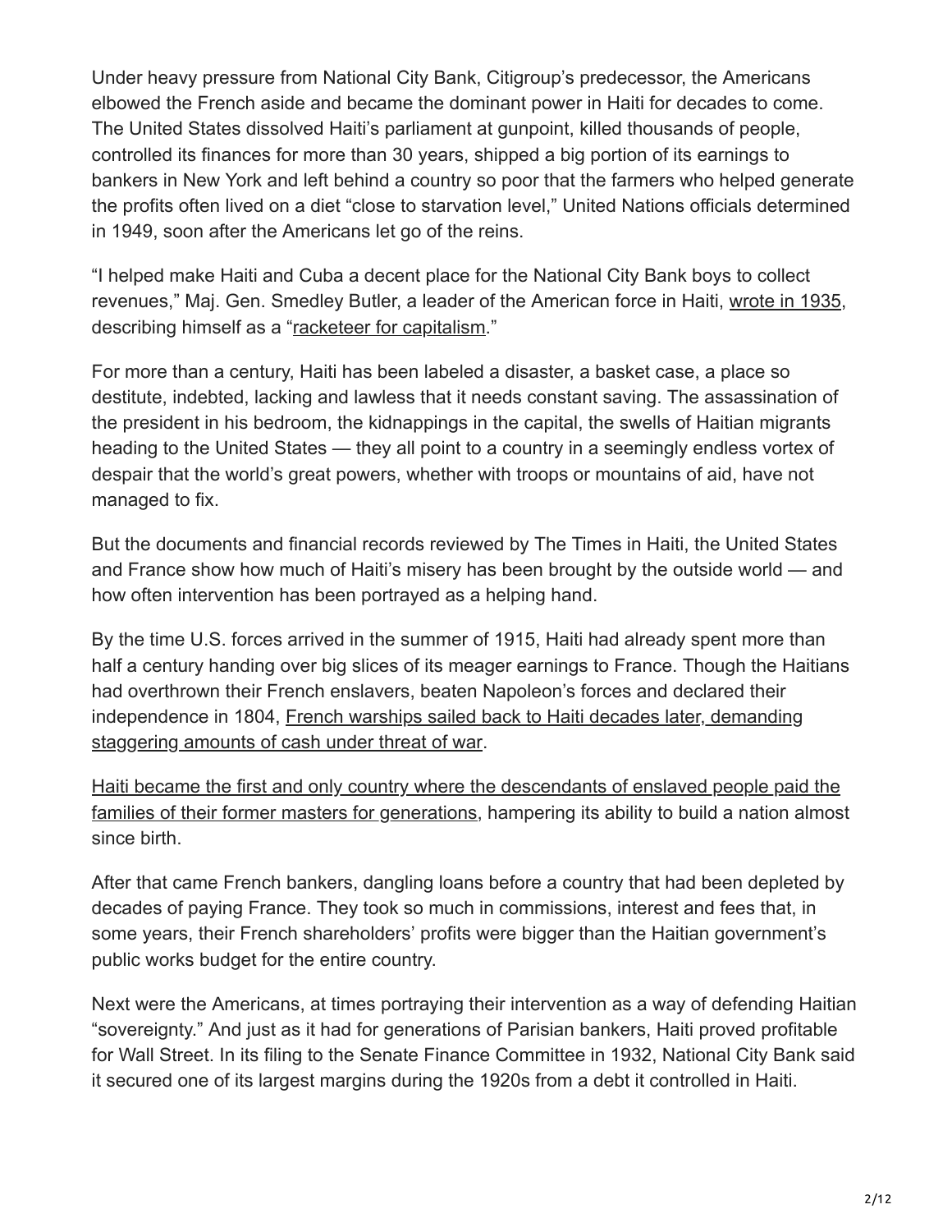Under heavy pressure from National City Bank, Citigroup's predecessor, the Americans elbowed the French aside and became the dominant power in Haiti for decades to come. The United States dissolved Haiti's parliament at gunpoint, killed thousands of people, controlled its finances for more than 30 years, shipped a big portion of its earnings to bankers in New York and left behind a country so poor that the farmers who helped generate the profits often lived on a diet "close to starvation level," United Nations officials determined in 1949, soon after the Americans let go of the reins.

"I helped make Haiti and Cuba a decent place for the National City Bank boys to collect revenues," Maj. Gen. Smedley Butler, a leader of the American force in Haiti, wrote in 1935, describing himself as a "racketeer for capitalism."

For more than a century, Haiti has been labeled a disaster, a basket case, a place so destitute, indebted, lacking and lawless that it needs constant saving. The assassination of the president in his bedroom, the kidnappings in the capital, the swells of Haitian migrants heading to the United States — they all point to a country in a seemingly endless vortex of despair that the world's great powers, whether with troops or mountains of aid, have not managed to fix.

But the documents and financial records reviewed by The Times in Haiti, the United States and France show how much of Haiti's misery has been brought by the outside world — and how often intervention has been portrayed as a helping hand.

By the time U.S. forces arrived in the summer of 1915, Haiti had already spent more than half a century handing over big slices of its meager earnings to France. Though the Haitians had overthrown their French enslavers, beaten Napoleon's forces and declared their independence in 1804, French warships sailed back to Haiti decades later, demanding staggering amounts of cash under threat of war.

Haiti became the first and only country where the descendants of enslaved people paid the families of their former masters for generations, hampering its ability to build a nation almost since birth.

After that came French bankers, dangling loans before a country that had been depleted by decades of paying France. They took so much in commissions, interest and fees that, in some years, their French shareholders' profits were bigger than the Haitian government's public works budget for the entire country.

Next were the Americans, at times portraying their intervention as a way of defending Haitian "sovereignty." And just as it had for generations of Parisian bankers, Haiti proved profitable for Wall Street. In its filing to the Senate Finance Committee in 1932, National City Bank said it secured one of its largest margins during the 1920s from a debt it controlled in Haiti.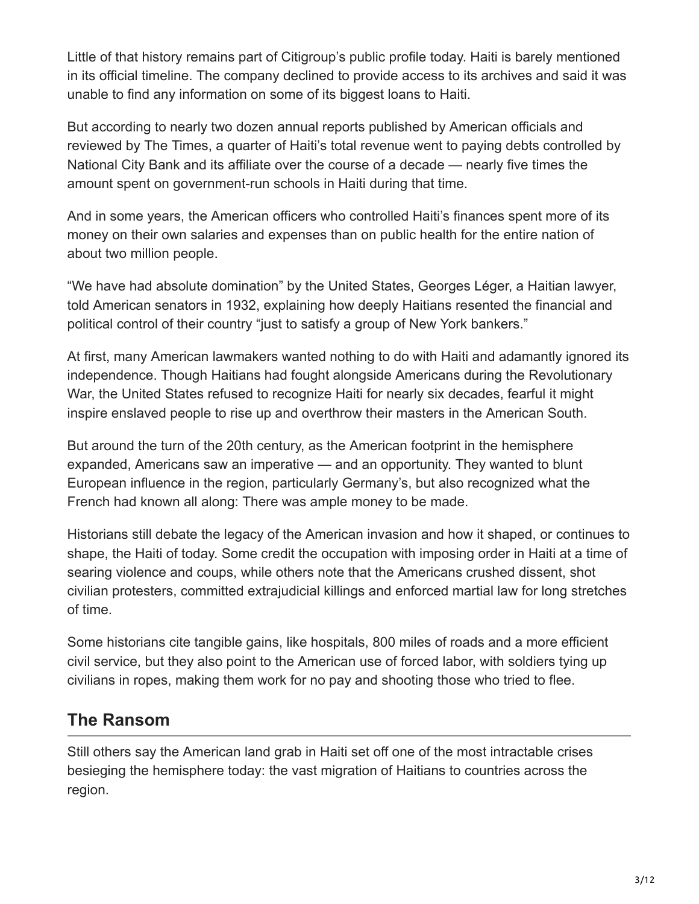Little of that history remains part of Citigroup's public profile today. Haiti is barely mentioned in its official timeline. The company declined to provide access to its archives and said it was unable to find any information on some of its biggest loans to Haiti.

But according to nearly two dozen annual reports published by American officials and reviewed by The Times, a quarter of Haiti's total revenue went to paying debts controlled by National City Bank and its affiliate over the course of a decade — nearly five times the amount spent on government-run schools in Haiti during that time.

And in some years, the American officers who controlled Haiti's finances spent more of its money on their own salaries and expenses than on public health for the entire nation of about two million people.

"We have had absolute domination" by the United States, Georges Léger, a Haitian lawyer, told American senators in 1932, explaining how deeply Haitians resented the financial and political control of their country "just to satisfy a group of New York bankers."

At first, many American lawmakers wanted nothing to do with Haiti and adamantly ignored its independence. Though Haitians had fought alongside Americans during the Revolutionary War, the United States refused to recognize Haiti for nearly six decades, fearful it might inspire enslaved people to rise up and overthrow their masters in the American South.

But around the turn of the 20th century, as the American footprint in the hemisphere expanded, Americans saw an imperative — and an opportunity. They wanted to blunt European influence in the region, particularly Germany's, but also recognized what the French had known all along: There was ample money to be made.

Historians still debate the legacy of the American invasion and how it shaped, or continues to shape, the Haiti of today. Some credit the occupation with imposing order in Haiti at a time of searing violence and coups, while others note that the Americans crushed dissent, shot civilian protesters, committed extrajudicial killings and enforced martial law for long stretches of time.

Some historians cite tangible gains, like hospitals, 800 miles of roads and a more efficient civil service, but they also point to the American use of forced labor, with soldiers tying up civilians in ropes, making them work for no pay and shooting those who tried to flee.

## The Ransom

Still others say the American land grab in Haiti set off one of the most intractable crises besieging the hemisphere today: the vast migration of Haitians to countries across the region.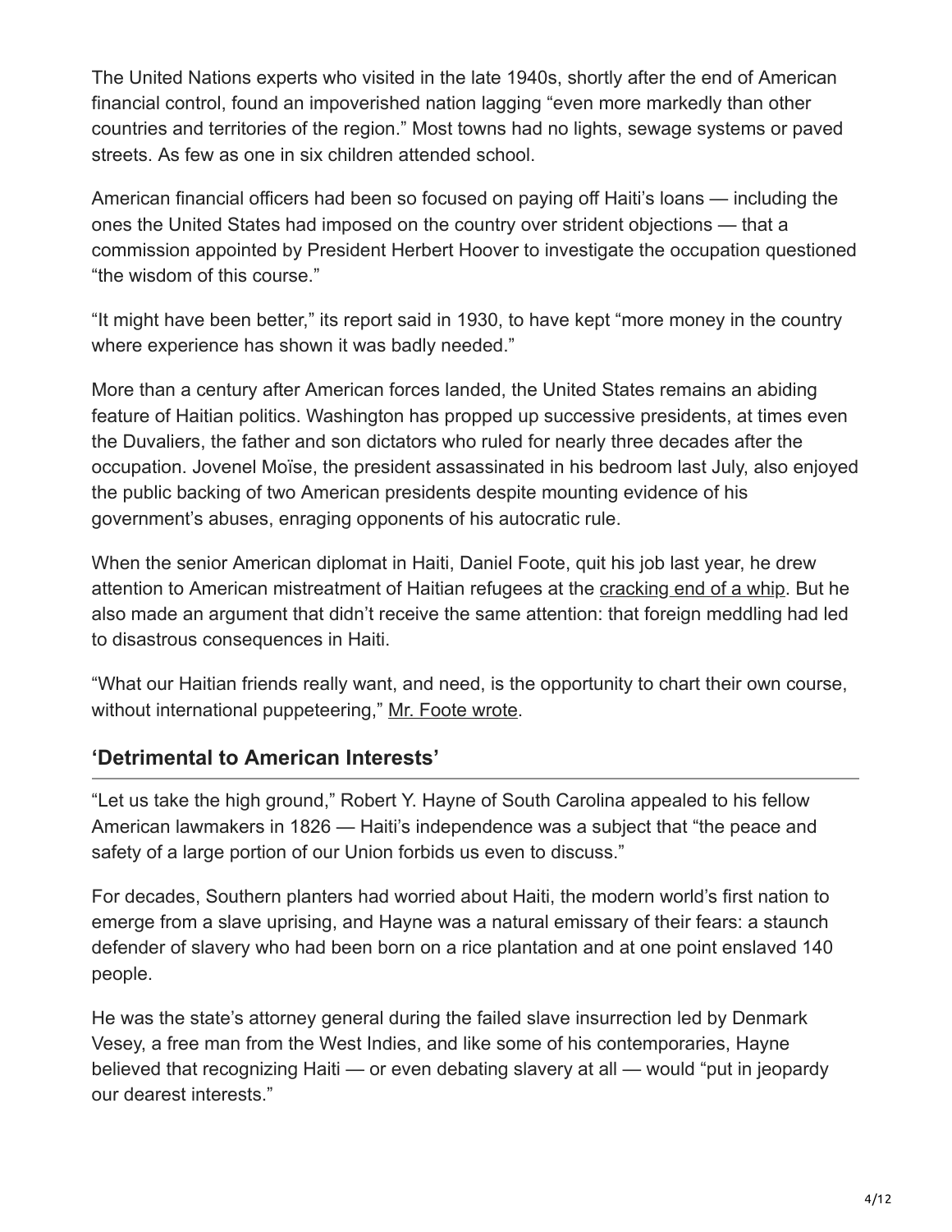The United Nations experts who visited in the late 1940s, shortly after the end of American financial control, found an impoverished nation lagging "even more markedly than other countries and territories of the region." Most towns had no lights, sewage systems or paved streets. As few as one in six children attended school.

American financial officers had been so focused on paying off Haiti's loans — including the ones the United States had imposed on the country over strident objections — that a commission appointed by President Herbert Hoover to investigate the occupation questioned "the wisdom of this course."

"It might have been better," its report said in 1930, to have kept "more money in the country where experience has shown it was badly needed."

More than a century after American forces landed, the United States remains an abiding feature of Haitian politics. Washington has propped up successive presidents, at times even the Duvaliers, the father and son dictators who ruled for nearly three decades after the occupation. Jovenel Moïse, the president assassinated in his bedroom last July, also enjoyed the public backing of two American presidents despite mounting evidence of his government's abuses, enraging opponents of his autocratic rule.

When the senior American diplomat in Haiti, Daniel Foote, quit his job last year, he drew attention to American mistreatment of Haitian refugees at the cracking end of a whip. But he also made an argument that didn't receive the same attention: that foreign meddling had led to disastrous consequences in Haiti.

"What our Haitian friends really want, and need, is the opportunity to chart their own course, without international puppeteering," Mr. Foote wrote.

## 'Detrimental to American Interests'

"Let us take the high ground," Robert Y. Hayne of South Carolina appealed to his fellow American lawmakers in 1826 — Haiti's independence was a subject that "the peace and safety of a large portion of our Union forbids us even to discuss."

For decades, Southern planters had worried about Haiti, the modern world's first nation to emerge from a slave uprising, and Hayne was a natural emissary of their fears: a staunch defender of slavery who had been born on a rice plantation and at one point enslaved 140 people.

He was the state's attorney general during the failed slave insurrection led by Denmark Vesey, a free man from the West Indies, and like some of his contemporaries, Hayne believed that recognizing Haiti — or even debating slavery at all — would "put in jeopardy our dearest interests."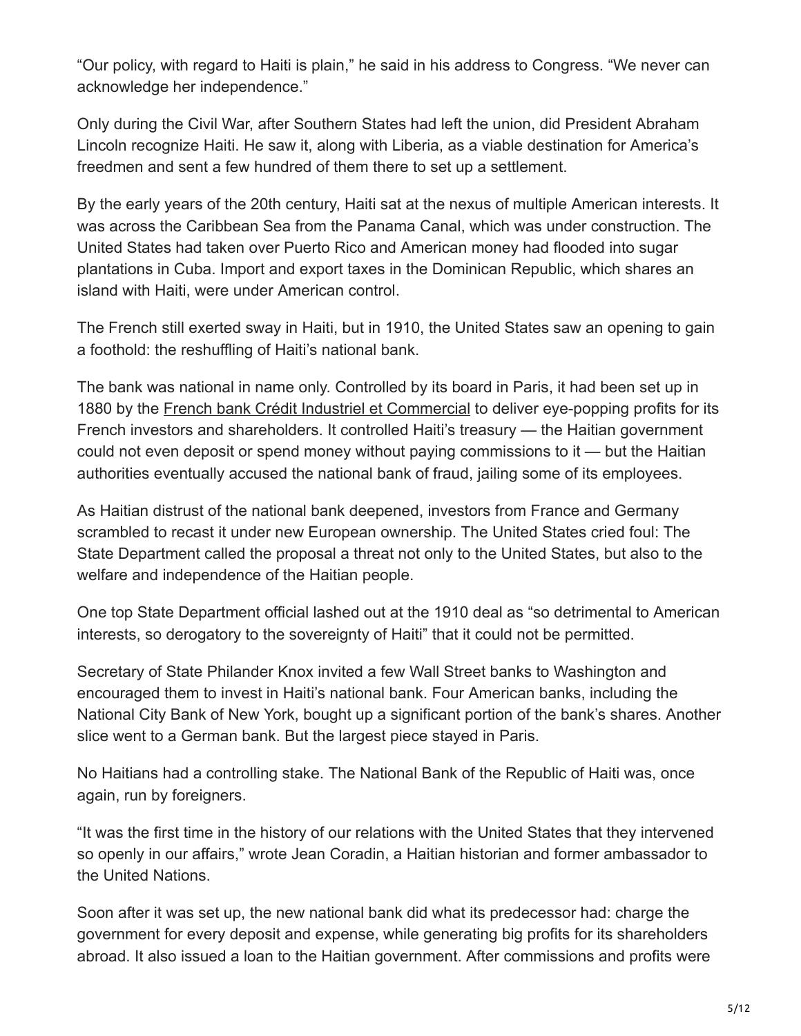"Our policy, with regard to Haiti is plain," he said in his address to Congress. "We never can acknowledge her independence."

Only during the Civil War, after Southern States had left the union, did President Abraham Lincoln recognize Haiti. He saw it, along with Liberia, as a viable destination for America's freedmen and sent a few hundred of them there to set up a settlement.

By the early years of the 20th century, Haiti sat at the nexus of multiple American interests. It was across the Caribbean Sea from the Panama Canal, which was under construction. The United States had taken over Puerto Rico and American money had flooded into sugar plantations in Cuba. Import and export taxes in the Dominican Republic, which shares an island with Haiti, were under American control.

The French still exerted sway in Haiti, but in 1910, the United States saw an opening to gain a foothold: the reshuffling of Haiti's national bank.

The bank was national in name only. Controlled by its board in Paris, it had been set up in 1880 by the French bank Crédit Industriel et Commercial to deliver eye-popping profits for its French investors and shareholders. It controlled Haiti's treasury — the Haitian government could not even deposit or spend money without paying commissions to it — but the Haitian authorities eventually accused the national bank of fraud, jailing some of its employees.

As Haitian distrust of the national bank deepened, investors from France and Germany scrambled to recast it under new European ownership. The United States cried foul: The State Department called the proposal a threat not only to the United States, but also to the welfare and independence of the Haitian people.

One top State Department official lashed out at the 1910 deal as "so detrimental to American interests, so derogatory to the sovereignty of Haiti" that it could not be permitted.

Secretary of State Philander Knox invited a few Wall Street banks to Washington and encouraged them to invest in Haiti's national bank. Four American banks, including the National City Bank of New York, bought up a significant portion of the bank's shares. Another slice went to a German bank. But the largest piece stayed in Paris.

No Haitians had a controlling stake. The National Bank of the Republic of Haiti was, once again, run by foreigners.

"It was the first time in the history of our relations with the United States that they intervened so openly in our affairs," wrote Jean Coradin, a Haitian historian and former ambassador to the United Nations.

Soon after it was set up, the new national bank did what its predecessor had: charge the government for every deposit and expense, while generating big profits for its shareholders abroad. It also issued a loan to the Haitian government. After commissions and profits were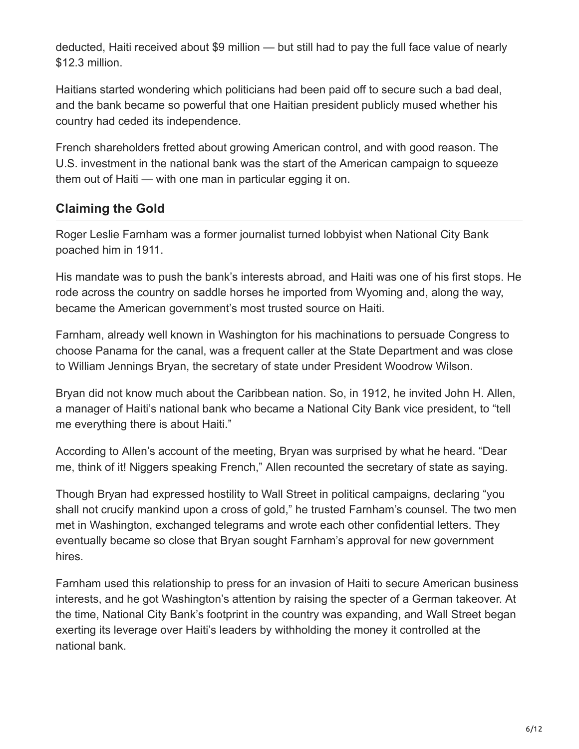deducted, Haiti received about $9 million — but still had to pay the full face value of nearly $12.3 million.

Haitians started wondering which politicians had been paid off to secure such a bad deal, and the bank became so powerful that one Haitian president publicly mused whether his country had ceded its independence.

French shareholders fretted about growing American control, and with good reason. The U.S. investment in the national bank was the start of the American campaign to squeeze them out of Haiti — with one man in particular egging it on.

## Claiming the Gold

Roger Leslie Farnham was a former journalist turned lobbyist when National City Bank poached him in 1911.

His mandate was to push the bank's interests abroad, and Haiti was one of his first stops. He rode across the country on saddle horses he imported from Wyoming and, along the way, became the American government's most trusted source on Haiti.

Farnham, already well known in Washington for his machinations to persuade Congress to choose Panama for the canal, was a frequent caller at the State Department and was close to William Jennings Bryan, the secretary of state under President Woodrow Wilson.

Bryan did not know much about the Caribbean nation. So, in 1912, he invited John H. Allen, a manager of Haiti's national bank who became a National City Bank vice president, to "tell me everything there is about Haiti."

According to Allen's account of the meeting, Bryan was surprised by what he heard. "Dear me, think of it! Niggers speaking French," Allen recounted the secretary of state as saying.

Though Bryan had expressed hostility to Wall Street in political campaigns, declaring "you shall not crucify mankind upon a cross of gold," he trusted Farnham's counsel. The two men met in Washington, exchanged telegrams and wrote each other confidential letters. They eventually became so close that Bryan sought Farnham's approval for new government hires.

Farnham used this relationship to press for an invasion of Haiti to secure American business interests, and he got Washington's attention by raising the specter of a German takeover. At the time, National City Bank's footprint in the country was expanding, and Wall Street began exerting its leverage over Haiti's leaders by withholding the money it controlled at the national bank.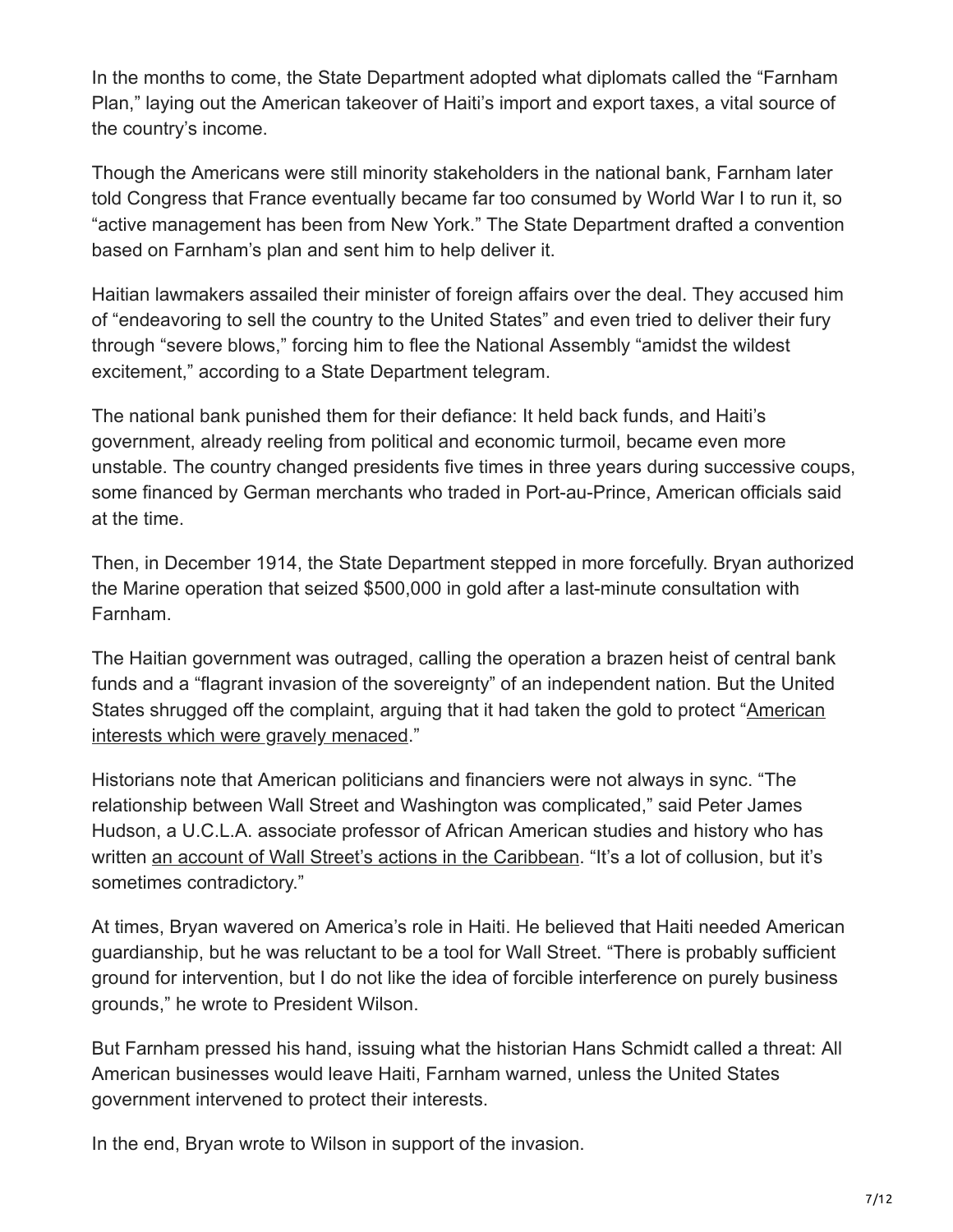In the months to come, the State Department adopted what diplomats called the "Farnham Plan," laying out the American takeover of Haiti's import and export taxes, a vital source of the country's income.

Though the Americans were still minority stakeholders in the national bank, Farnham later told Congress that France eventually became far too consumed by World War I to run it, so "active management has been from New York." The State Department drafted a convention based on Farnham's plan and sent him to help deliver it.

Haitian lawmakers assailed their minister of foreign affairs over the deal. They accused him of "endeavoring to sell the country to the United States" and even tried to deliver their fury through "severe blows," forcing him to flee the National Assembly "amidst the wildest excitement," according to a State Department telegram.

The national bank punished them for their defiance: It held back funds, and Haiti's government, already reeling from political and economic turmoil, became even more unstable. The country changed presidents five times in three years during successive coups, some financed by German merchants who traded in Port-au-Prince, American officials said at the time.

Then, in December 1914, the State Department stepped in more forcefully. Bryan authorized the Marine operation that seized $500,000 in gold after a last-minute consultation with Farnham.

The Haitian government was outraged, calling the operation a brazen heist of central bank funds and a "flagrant invasion of the sovereignty" of an independent nation. But the United States shrugged off the complaint, arguing that it had taken the gold to protect "American interests which were gravely menaced."

Historians note that American politicians and financiers were not always in sync. "The relationship between Wall Street and Washington was complicated," said Peter James Hudson, a U.C.L.A. associate professor of African American studies and history who has written an account of Wall Street's actions in the Caribbean. "It's a lot of collusion, but it's sometimes contradictory."

At times, Bryan wavered on America's role in Haiti. He believed that Haiti needed American guardianship, but he was reluctant to be a tool for Wall Street. "There is probably sufficient ground for intervention, but I do not like the idea of forcible interference on purely business grounds," he wrote to President Wilson.

But Farnham pressed his hand, issuing what the historian Hans Schmidt called a threat: All American businesses would leave Haiti, Farnham warned, unless the United States government intervened to protect their interests.

In the end, Bryan wrote to Wilson in support of the invasion.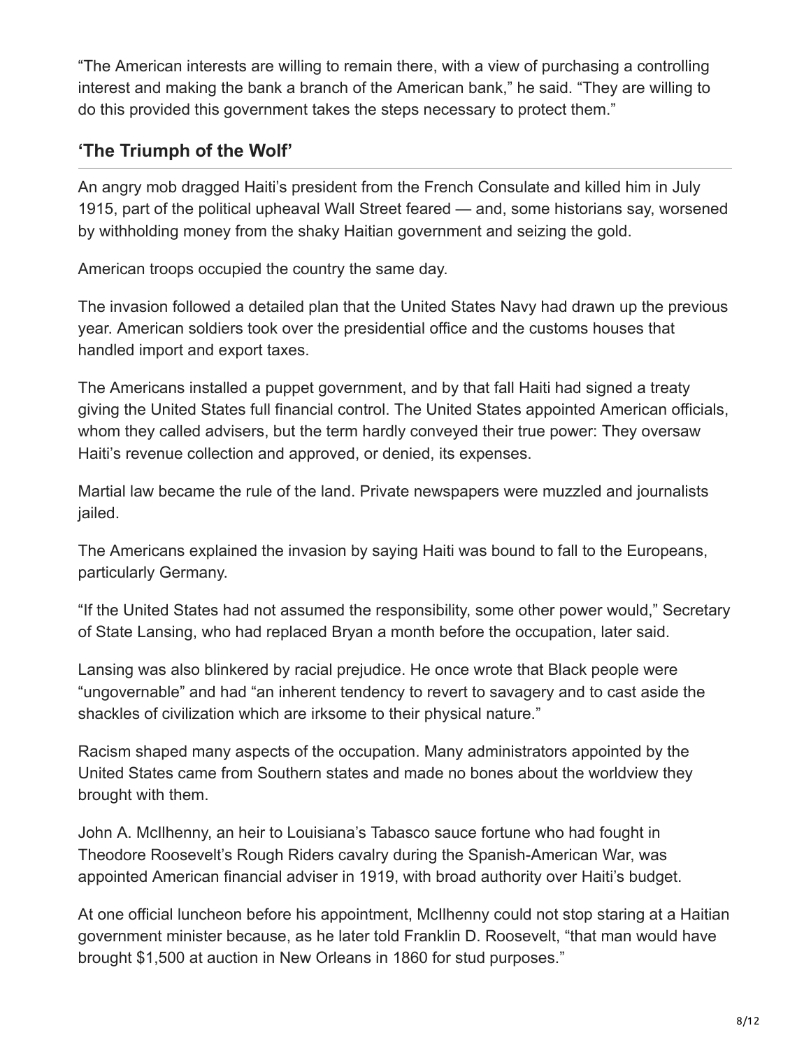“The American interests are willing to remain there, with a view of purchasing a controlling interest and making the bank a branch of the American bank,” he said. “They are willing to do this provided this government takes the steps necessary to protect them.”

## ‘The Triumph of the Wolf’

An angry mob dragged Haiti’s president from the French Consulate and killed him in July 1915, part of the political upheaval Wall Street feared — and, some historians say, worsened by withholding money from the shaky Haitian government and seizing the gold.

American troops occupied the country the same day.

The invasion followed a detailed plan that the United States Navy had drawn up the previous year. American soldiers took over the presidential office and the customs houses that handled import and export taxes.

The Americans installed a puppet government, and by that fall Haiti had signed a treaty giving the United States full financial control. The United States appointed American officials, whom they called advisers, but the term hardly conveyed their true power: They oversaw Haiti’s revenue collection and approved, or denied, its expenses.

Martial law became the rule of the land. Private newspapers were muzzled and journalists jailed.

The Americans explained the invasion by saying Haiti was bound to fall to the Europeans, particularly Germany.

“If the United States had not assumed the responsibility, some other power would,” Secretary of State Lansing, who had replaced Bryan a month before the occupation, later said.

Lansing was also blinkered by racial prejudice. He once wrote that Black people were “ungovernable” and had “an inherent tendency to revert to savagery and to cast aside the shackles of civilization which are irksome to their physical nature.”

Racism shaped many aspects of the occupation. Many administrators appointed by the United States came from Southern states and made no bones about the worldview they brought with them.

John A. McIlhenny, an heir to Louisiana’s Tabasco sauce fortune who had fought in Theodore Roosevelt’s Rough Riders cavalry during the Spanish-American War, was appointed American financial adviser in 1919, with broad authority over Haiti’s budget.

At one official luncheon before his appointment, McIlhenny could not stop staring at a Haitian government minister because, as he later told Franklin D. Roosevelt, “that man would have brought $1,500 at auction in New Orleans in 1860 for stud purposes.”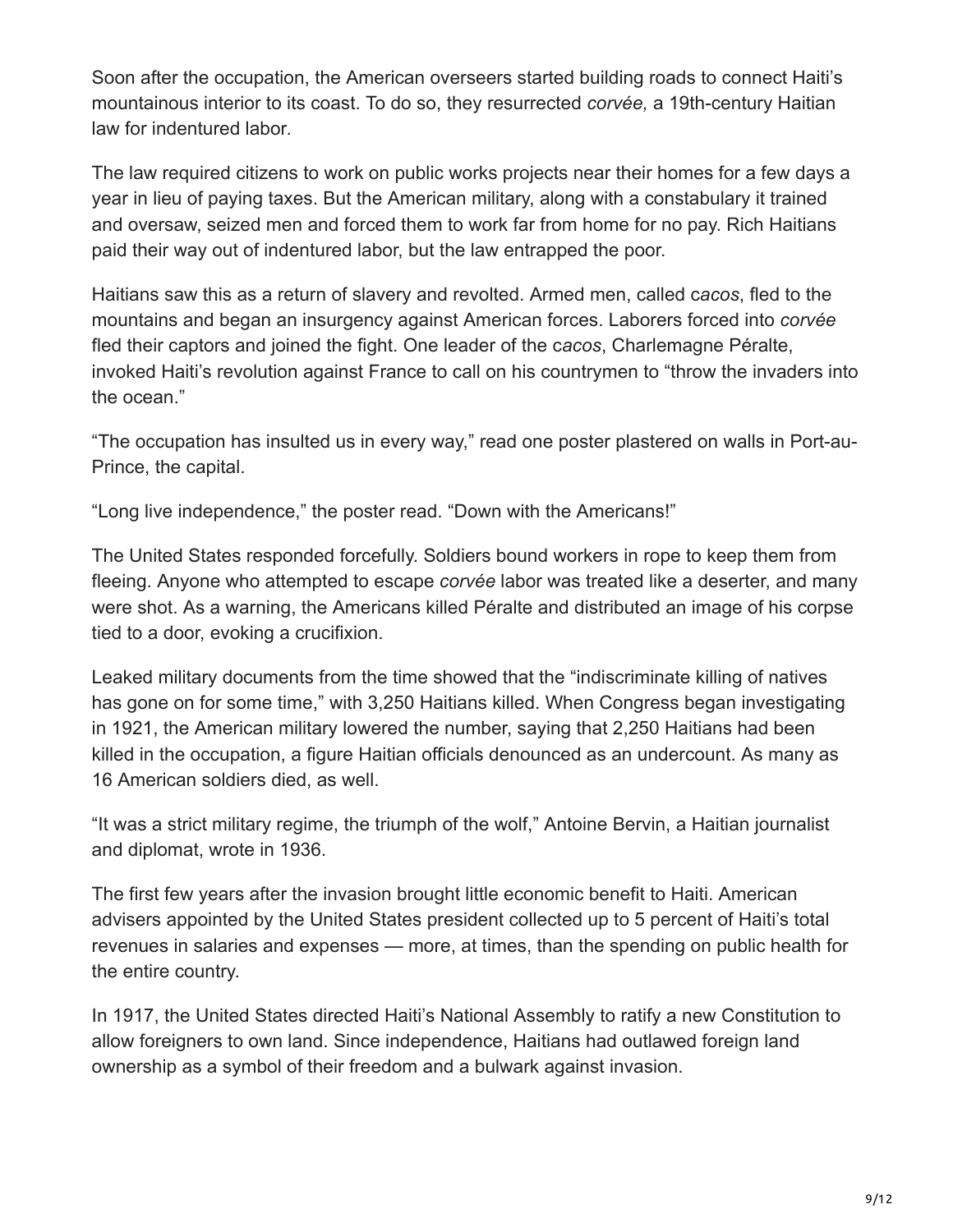Soon after the occupation, the American overseers started building roads to connect Haiti's mountainous interior to its coast. To do so, they resurrected *corvée,* a 19th-century Haitian law for indentured labor.

The law required citizens to work on public works projects near their homes for a few days a year in lieu of paying taxes. But the American military, along with a constabulary it trained and oversaw, seized men and forced them to work far from home for no pay. Rich Haitians paid their way out of indentured labor, but the law entrapped the poor.

Haitians saw this as a return of slavery and revolted. Armed men, called c*acos*, fled to the mountains and began an insurgency against American forces. Laborers forced into *corvée* fled their captors and joined the fight. One leader of the c*acos*, Charlemagne Péralte, invoked Haiti's revolution against France to call on his countrymen to "throw the invaders into the ocean."

"The occupation has insulted us in every way," read one poster plastered on walls in Port-au-Prince, the capital.

"Long live independence," the poster read. "Down with the Americans!"

The United States responded forcefully. Soldiers bound workers in rope to keep them from fleeing. Anyone who attempted to escape *corvée* labor was treated like a deserter, and many were shot. As a warning, the Americans killed Péralte and distributed an image of his corpse tied to a door, evoking a crucifixion.

Leaked military documents from the time showed that the "indiscriminate killing of natives has gone on for some time," with 3,250 Haitians killed. When Congress began investigating in 1921, the American military lowered the number, saying that 2,250 Haitians had been killed in the occupation, a figure Haitian officials denounced as an undercount. As many as 16 American soldiers died, as well.

"It was a strict military regime, the triumph of the wolf," Antoine Bervin, a Haitian journalist and diplomat, wrote in 1936.

The first few years after the invasion brought little economic benefit to Haiti. American advisers appointed by the United States president collected up to 5 percent of Haiti's total revenues in salaries and expenses — more, at times, than the spending on public health for the entire country.

In 1917, the United States directed Haiti's National Assembly to ratify a new Constitution to allow foreigners to own land. Since independence, Haitians had outlawed foreign land ownership as a symbol of their freedom and a bulwark against invasion.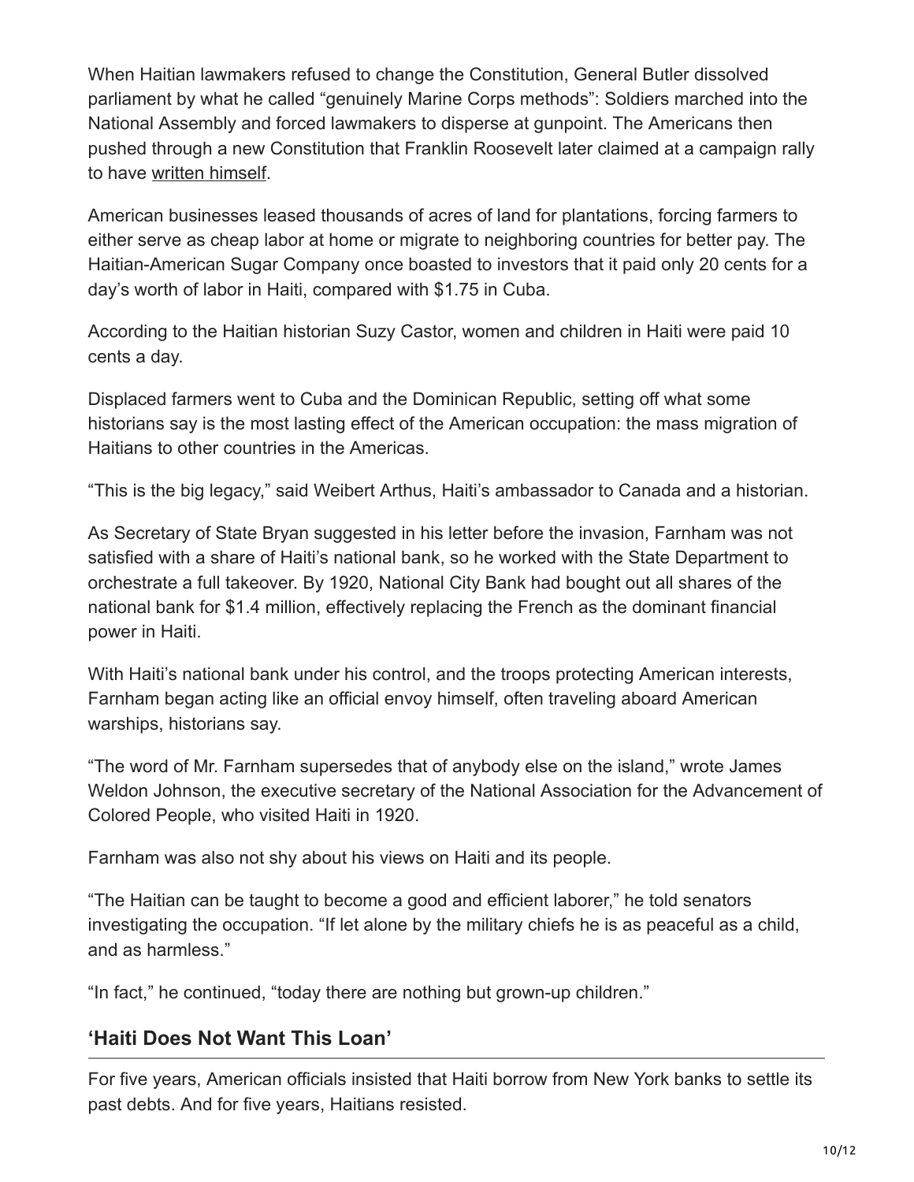When Haitian lawmakers refused to change the Constitution, General Butler dissolved parliament by what he called "genuinely Marine Corps methods": Soldiers marched into the National Assembly and forced lawmakers to disperse at gunpoint. The Americans then pushed through a new Constitution that Franklin Roosevelt later claimed at a campaign rally to have written himself.

American businesses leased thousands of acres of land for plantations, forcing farmers to either serve as cheap labor at home or migrate to neighboring countries for better pay. The Haitian-American Sugar Company once boasted to investors that it paid only 20 cents for a day's worth of labor in Haiti, compared with $1.75 in Cuba.

According to the Haitian historian Suzy Castor, women and children in Haiti were paid 10 cents a day.

Displaced farmers went to Cuba and the Dominican Republic, setting off what some historians say is the most lasting effect of the American occupation: the mass migration of Haitians to other countries in the Americas.

"This is the big legacy," said Weibert Arthus, Haiti's ambassador to Canada and a historian.

As Secretary of State Bryan suggested in his letter before the invasion, Farnham was not satisfied with a share of Haiti's national bank, so he worked with the State Department to orchestrate a full takeover. By 1920, National City Bank had bought out all shares of the national bank for $1.4 million, effectively replacing the French as the dominant financial power in Haiti.

With Haiti's national bank under his control, and the troops protecting American interests, Farnham began acting like an official envoy himself, often traveling aboard American warships, historians say.

"The word of Mr. Farnham supersedes that of anybody else on the island," wrote James Weldon Johnson, the executive secretary of the National Association for the Advancement of Colored People, who visited Haiti in 1920.

Farnham was also not shy about his views on Haiti and its people.

"The Haitian can be taught to become a good and efficient laborer," he told senators investigating the occupation. "If let alone by the military chiefs he is as peaceful as a child, and as harmless."

"In fact," he continued, "today there are nothing but grown-up children."

## 'Haiti Does Not Want This Loan'

For five years, American officials insisted that Haiti borrow from New York banks to settle its past debts. And for five years, Haitians resisted.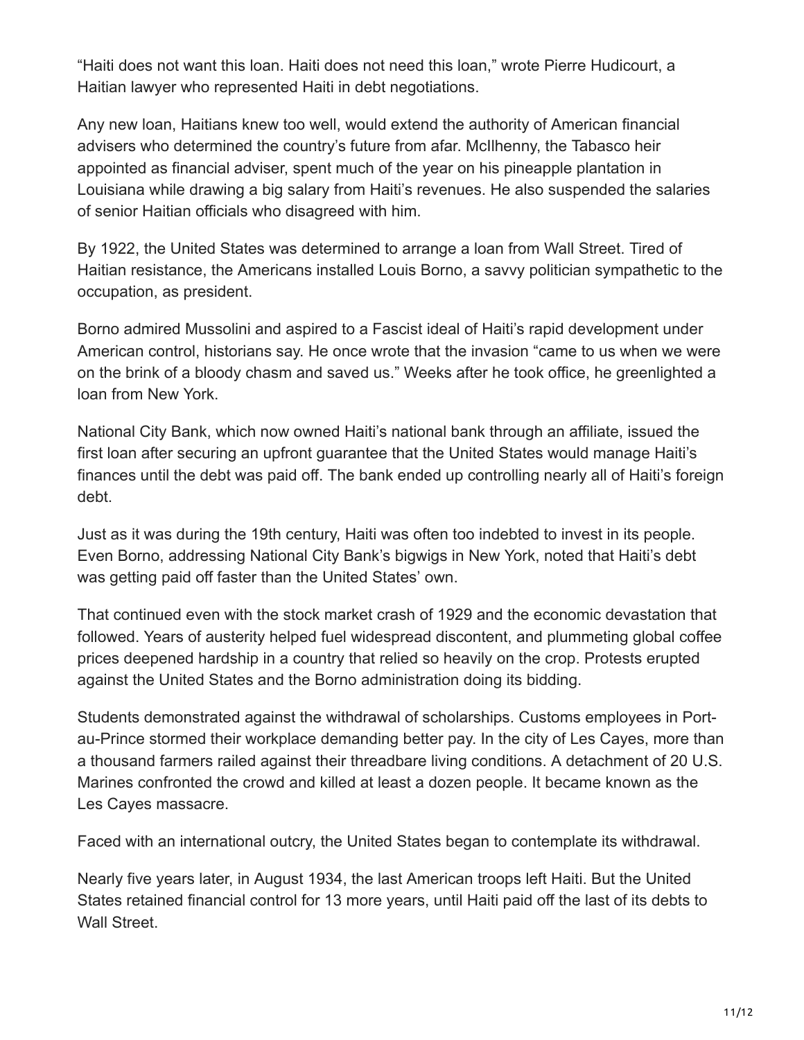"Haiti does not want this loan. Haiti does not need this loan," wrote Pierre Hudicourt, a Haitian lawyer who represented Haiti in debt negotiations.

Any new loan, Haitians knew too well, would extend the authority of American financial advisers who determined the country's future from afar. McIlhenny, the Tabasco heir appointed as financial adviser, spent much of the year on his pineapple plantation in Louisiana while drawing a big salary from Haiti's revenues. He also suspended the salaries of senior Haitian officials who disagreed with him.

By 1922, the United States was determined to arrange a loan from Wall Street. Tired of Haitian resistance, the Americans installed Louis Borno, a savvy politician sympathetic to the occupation, as president.

Borno admired Mussolini and aspired to a Fascist ideal of Haiti's rapid development under American control, historians say. He once wrote that the invasion "came to us when we were on the brink of a bloody chasm and saved us." Weeks after he took office, he greenlighted a loan from New York.

National City Bank, which now owned Haiti's national bank through an affiliate, issued the first loan after securing an upfront guarantee that the United States would manage Haiti's finances until the debt was paid off. The bank ended up controlling nearly all of Haiti's foreign debt.

Just as it was during the 19th century, Haiti was often too indebted to invest in its people. Even Borno, addressing National City Bank's bigwigs in New York, noted that Haiti's debt was getting paid off faster than the United States' own.

That continued even with the stock market crash of 1929 and the economic devastation that followed. Years of austerity helped fuel widespread discontent, and plummeting global coffee prices deepened hardship in a country that relied so heavily on the crop. Protests erupted against the United States and the Borno administration doing its bidding.

Students demonstrated against the withdrawal of scholarships. Customs employees in Port-au-Prince stormed their workplace demanding better pay. In the city of Les Cayes, more than a thousand farmers railed against their threadbare living conditions. A detachment of 20 U.S. Marines confronted the crowd and killed at least a dozen people. It became known as the Les Cayes massacre.

Faced with an international outcry, the United States began to contemplate its withdrawal.

Nearly five years later, in August 1934, the last American troops left Haiti. But the United States retained financial control for 13 more years, until Haiti paid off the last of its debts to Wall Street.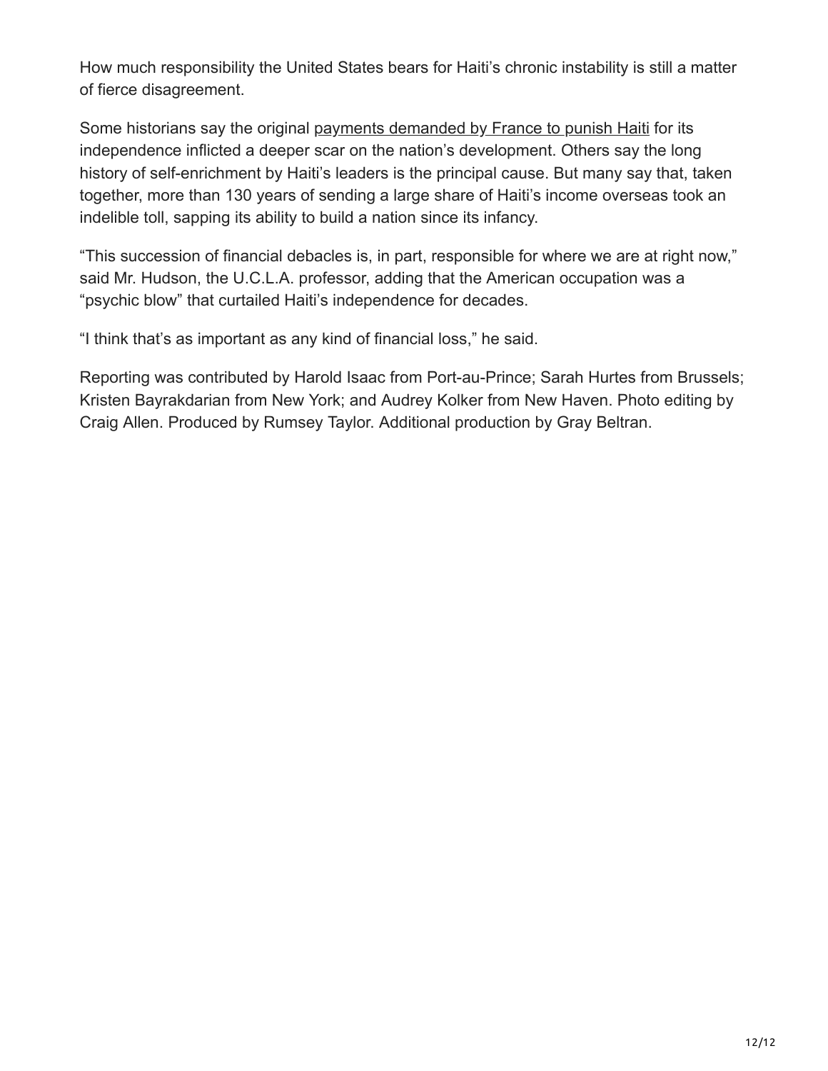How much responsibility the United States bears for Haiti's chronic instability is still a matter of fierce disagreement.

Some historians say the original payments demanded by France to punish Haiti for its independence inflicted a deeper scar on the nation's development. Others say the long history of self-enrichment by Haiti's leaders is the principal cause. But many say that, taken together, more than 130 years of sending a large share of Haiti's income overseas took an indelible toll, sapping its ability to build a nation since its infancy.

"This succession of financial debacles is, in part, responsible for where we are at right now," said Mr. Hudson, the U.C.L.A. professor, adding that the American occupation was a "psychic blow" that curtailed Haiti's independence for decades.

"I think that's as important as any kind of financial loss," he said.

Reporting was contributed by Harold Isaac from Port-au-Prince; Sarah Hurtes from Brussels; Kristen Bayrakdarian from New York; and Audrey Kolker from New Haven. Photo editing by Craig Allen. Produced by Rumsey Taylor. Additional production by Gray Beltran.